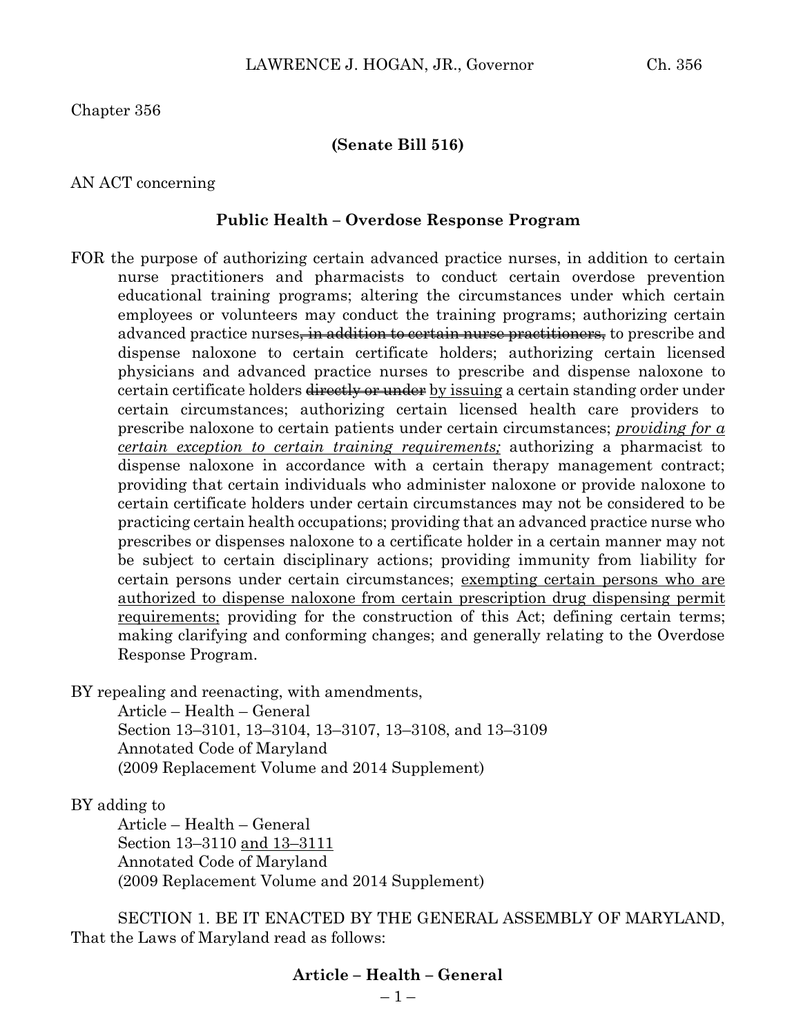Chapter 356

**(Senate Bill 516)**

AN ACT concerning

**Public Health – Overdose Response Program**

FOR the purpose of authorizing certain advanced practice nurses, in addition to certain nurse practitioners and pharmacists to conduct certain overdose prevention educational training programs; altering the circumstances under which certain employees or volunteers may conduct the training programs; authorizing certain advanced practice nurses~~, in addition to certain nurse practitioners,~~ to prescribe and dispense naloxone to certain certificate holders; authorizing certain licensed physicians and advanced practice nurses to prescribe and dispense naloxone to certain certificate holders ~~directly or under~~ <u>by issuing</u> a certain standing order under certain circumstances; authorizing certain licensed health care providers to prescribe naloxone to certain patients under certain circumstances; <u>*providing for a certain exception to certain training requirements;*</u> authorizing a pharmacist to dispense naloxone in accordance with a certain therapy management contract; providing that certain individuals who administer naloxone or provide naloxone to certain certificate holders under certain circumstances may not be considered to be practicing certain health occupations; providing that an advanced practice nurse who prescribes or dispenses naloxone to a certificate holder in a certain manner may not be subject to certain disciplinary actions; providing immunity from liability for certain persons under certain circumstances; <u>exempting certain persons who are authorized to dispense naloxone from certain prescription drug dispensing permit requirements;</u> providing for the construction of this Act; defining certain terms; making clarifying and conforming changes; and generally relating to the Overdose Response Program.

BY repealing and reenacting, with amendments,
Article – Health – General
Section 13–3101, 13–3104, 13–3107, 13–3108, and 13–3109
Annotated Code of Maryland
(2009 Replacement Volume and 2014 Supplement)

BY adding to
Article – Health – General
Section 13–3110 <u>and 13–3111</u>
Annotated Code of Maryland
(2009 Replacement Volume and 2014 Supplement)

SECTION 1. BE IT ENACTED BY THE GENERAL ASSEMBLY OF MARYLAND, That the Laws of Maryland read as follows:

**Article – Health – General**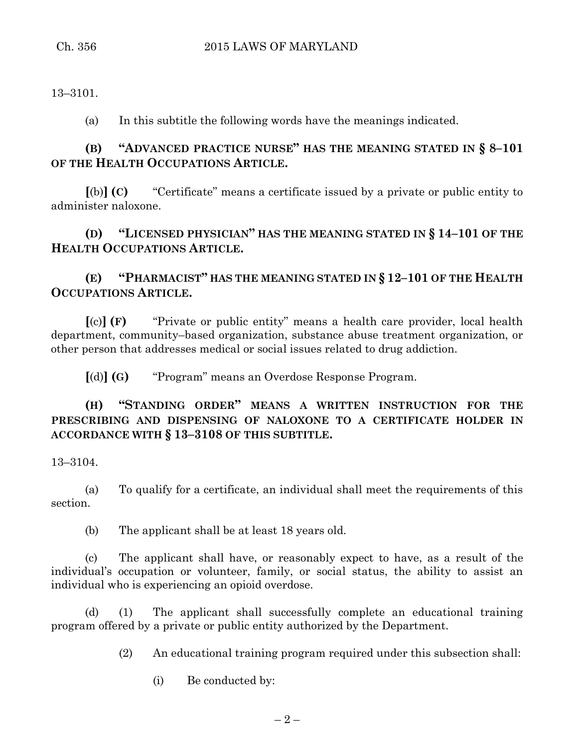13–3101.

(a) In this subtitle the following words have the meanings indicated.

**(B) "ADVANCED PRACTICE NURSE" HAS THE MEANING STATED IN § 8–101 OF THE HEALTH OCCUPATIONS ARTICLE.**

**[**(b)**] (C)** "Certificate" means a certificate issued by a private or public entity to administer naloxone.

**(D) "LICENSED PHYSICIAN" HAS THE MEANING STATED IN § 14–101 OF THE HEALTH OCCUPATIONS ARTICLE.**

**(E) "PHARMACIST" HAS THE MEANING STATED IN § 12–101 OF THE HEALTH OCCUPATIONS ARTICLE.**

**[**(c)**] (F)** "Private or public entity" means a health care provider, local health department, community–based organization, substance abuse treatment organization, or other person that addresses medical or social issues related to drug addiction.

**[**(d)**] (G)** "Program" means an Overdose Response Program.

**(H) "STANDING ORDER" MEANS A WRITTEN INSTRUCTION FOR THE PRESCRIBING AND DISPENSING OF NALOXONE TO A CERTIFICATE HOLDER IN ACCORDANCE WITH § 13–3108 OF THIS SUBTITLE.**

13–3104.

(a) To qualify for a certificate, an individual shall meet the requirements of this section.

(b) The applicant shall be at least 18 years old.

(c) The applicant shall have, or reasonably expect to have, as a result of the individual's occupation or volunteer, family, or social status, the ability to assist an individual who is experiencing an opioid overdose.

(d) (1) The applicant shall successfully complete an educational training program offered by a private or public entity authorized by the Department.

(2) An educational training program required under this subsection shall:

(i) Be conducted by: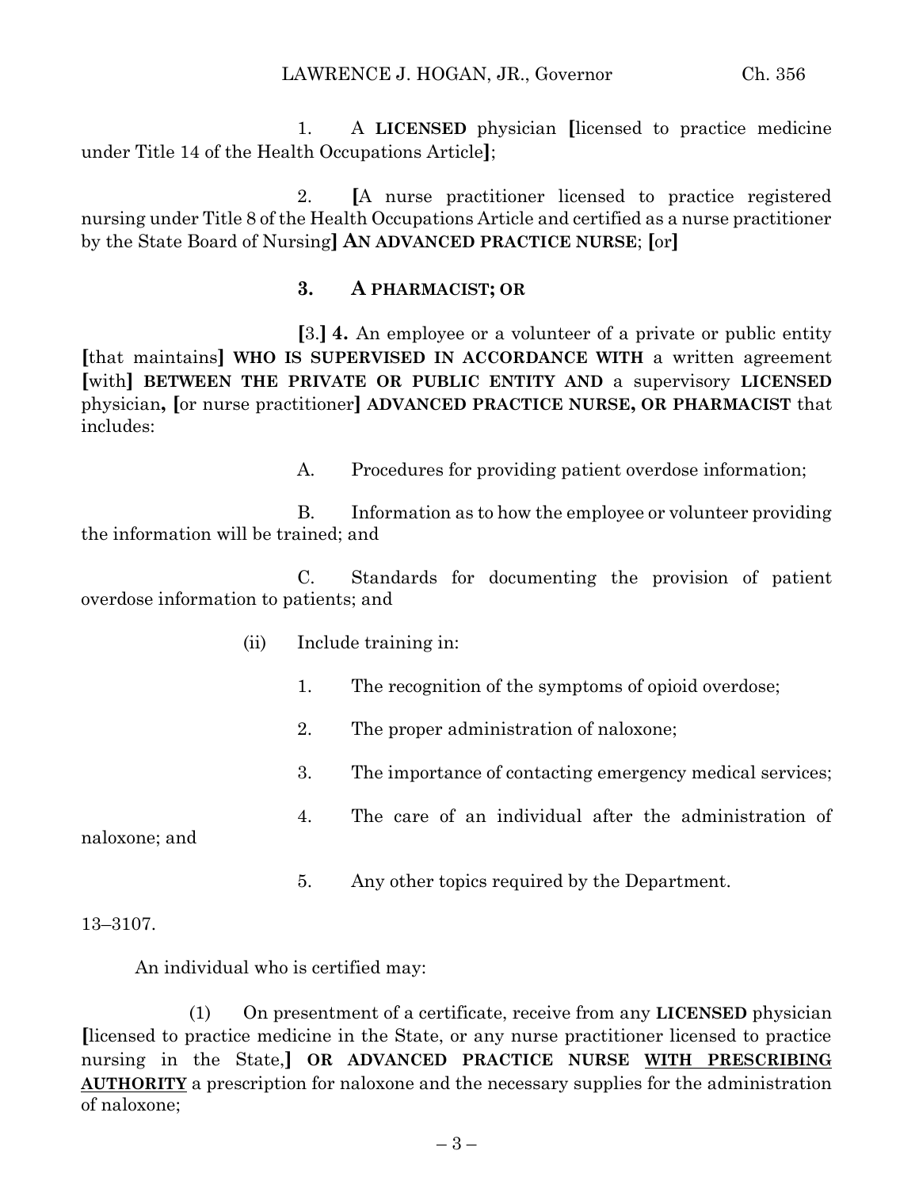1. A **LICENSED** physician [licensed to practice medicine under Title 14 of the Health Occupations Article];

2. [A nurse practitioner licensed to practice registered nursing under Title 8 of the Health Occupations Article and certified as a nurse practitioner by the State Board of Nursing] **AN ADVANCED PRACTICE NURSE**; [or]

**3. A PHARMACIST; OR**

[3.] **4.** An employee or a volunteer of a private or public entity [that maintains] **WHO IS SUPERVISED IN ACCORDANCE WITH** a written agreement [with] **BETWEEN THE PRIVATE OR PUBLIC ENTITY AND** a supervisory **LICENSED** physician**,** [or nurse practitioner] **ADVANCED PRACTICE NURSE, OR PHARMACIST** that includes:

A. Procedures for providing patient overdose information;

B. Information as to how the employee or volunteer providing the information will be trained; and

C. Standards for documenting the provision of patient overdose information to patients; and

(ii) Include training in:

1. The recognition of the symptoms of opioid overdose;

2. The proper administration of naloxone;

3. The importance of contacting emergency medical services;

4. The care of an individual after the administration of naloxone; and

5. Any other topics required by the Department.

13–3107.

An individual who is certified may:

(1) On presentment of a certificate, receive from any **LICENSED** physician [licensed to practice medicine in the State, or any nurse practitioner licensed to practice nursing in the State,] **OR ADVANCED PRACTICE NURSE** <u>**WITH PRESCRIBING AUTHORITY**</u> a prescription for naloxone and the necessary supplies for the administration of naloxone;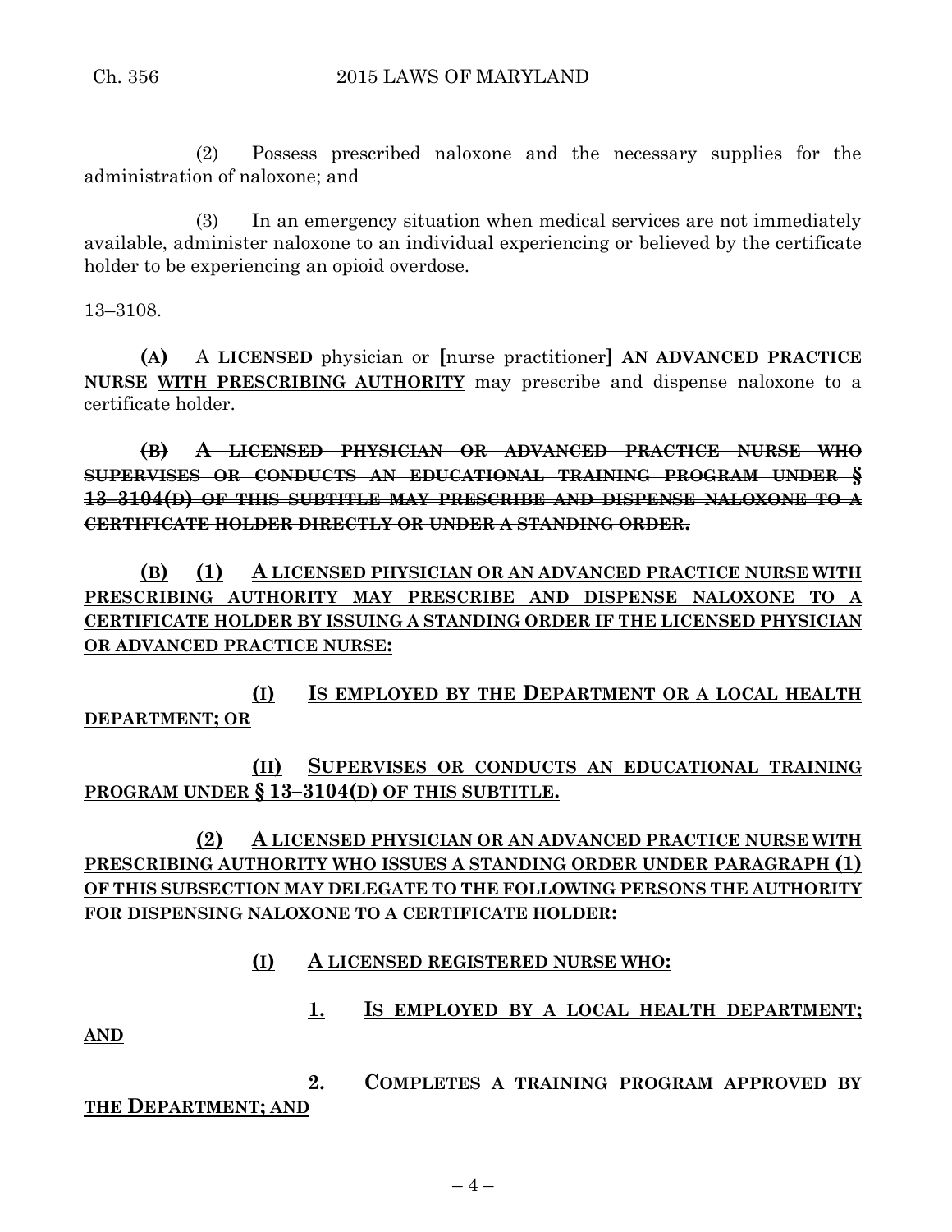(2) Possess prescribed naloxone and the necessary supplies for the administration of naloxone; and

(3) In an emergency situation when medical services are not immediately available, administer naloxone to an individual experiencing or believed by the certificate holder to be experiencing an opioid overdose.

13–3108.

**(A)** A **LICENSED** physician or **[**nurse practitioner**]** **AN ADVANCED PRACTICE NURSE** <u>**WITH PRESCRIBING AUTHORITY**</u> may prescribe and dispense naloxone to a certificate holder.

~~**(B) A LICENSED PHYSICIAN OR ADVANCED PRACTICE NURSE WHO SUPERVISES OR CONDUCTS AN EDUCATIONAL TRAINING PROGRAM UNDER § 13–3104(D) OF THIS SUBTITLE MAY PRESCRIBE AND DISPENSE NALOXONE TO A CERTIFICATE HOLDER DIRECTLY OR UNDER A STANDING ORDER.**~~

<u>**(B) (1) A LICENSED PHYSICIAN OR AN ADVANCED PRACTICE NURSE WITH PRESCRIBING AUTHORITY MAY PRESCRIBE AND DISPENSE NALOXONE TO A CERTIFICATE HOLDER BY ISSUING A STANDING ORDER IF THE LICENSED PHYSICIAN OR ADVANCED PRACTICE NURSE:**</u>

<u>**(I) IS EMPLOYED BY THE DEPARTMENT OR A LOCAL HEALTH DEPARTMENT; OR**</u>

<u>**(II) SUPERVISES OR CONDUCTS AN EDUCATIONAL TRAINING PROGRAM UNDER § 13–3104(D) OF THIS SUBTITLE.**</u>

<u>**(2) A LICENSED PHYSICIAN OR AN ADVANCED PRACTICE NURSE WITH PRESCRIBING AUTHORITY WHO ISSUES A STANDING ORDER UNDER PARAGRAPH (1) OF THIS SUBSECTION MAY DELEGATE TO THE FOLLOWING PERSONS THE AUTHORITY FOR DISPENSING NALOXONE TO A CERTIFICATE HOLDER:**</u>

<u>**(I) A LICENSED REGISTERED NURSE WHO:**</u>

<u>**1. IS EMPLOYED BY A LOCAL HEALTH DEPARTMENT; AND**</u>

<u>**2. COMPLETES A TRAINING PROGRAM APPROVED BY THE DEPARTMENT; AND**</u>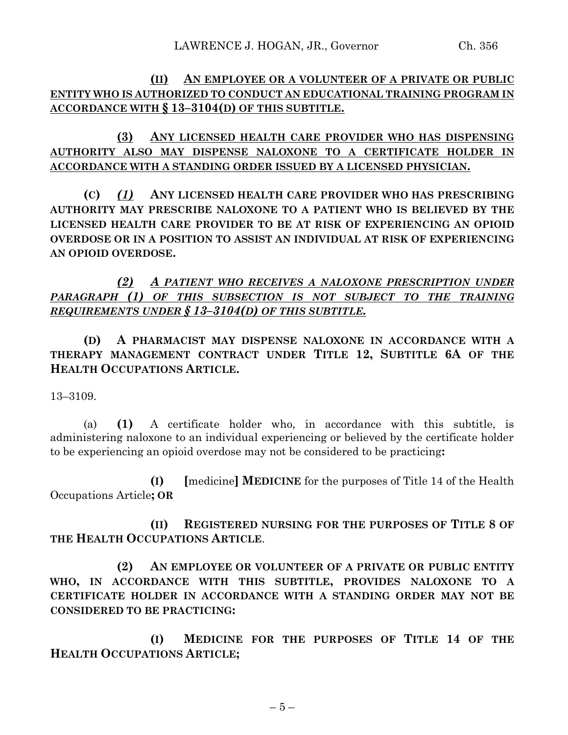**(II)** **AN EMPLOYEE OR A VOLUNTEER OF A PRIVATE OR PUBLIC ENTITY WHO IS AUTHORIZED TO CONDUCT AN EDUCATIONAL TRAINING PROGRAM IN ACCORDANCE WITH § 13–3104(D) OF THIS SUBTITLE.**

**(3)** **ANY LICENSED HEALTH CARE PROVIDER WHO HAS DISPENSING AUTHORITY ALSO MAY DISPENSE NALOXONE TO A CERTIFICATE HOLDER IN ACCORDANCE WITH A STANDING ORDER ISSUED BY A LICENSED PHYSICIAN.**

**(C)** *(1)* **ANY LICENSED HEALTH CARE PROVIDER WHO HAS PRESCRIBING AUTHORITY MAY PRESCRIBE NALOXONE TO A PATIENT WHO IS BELIEVED BY THE LICENSED HEALTH CARE PROVIDER TO BE AT RISK OF EXPERIENCING AN OPIOID OVERDOSE OR IN A POSITION TO ASSIST AN INDIVIDUAL AT RISK OF EXPERIENCING AN OPIOID OVERDOSE.**

***(2)*** ***A PATIENT WHO RECEIVES A NALOXONE PRESCRIPTION UNDER PARAGRAPH (1) OF THIS SUBSECTION IS NOT SUBJECT TO THE TRAINING REQUIREMENTS UNDER § 13–3104(D) OF THIS SUBTITLE.***

**(D)** **A PHARMACIST MAY DISPENSE NALOXONE IN ACCORDANCE WITH A THERAPY MANAGEMENT CONTRACT UNDER TITLE 12, SUBTITLE 6A OF THE HEALTH OCCUPATIONS ARTICLE.**

13–3109.

(a) **(1)** A certificate holder who, in accordance with this subtitle, is administering naloxone to an individual experiencing or believed by the certificate holder to be experiencing an opioid overdose may not be considered to be practicing**:**

**(I)** **[**medicine**]** **MEDICINE** for the purposes of Title 14 of the Health Occupations Article**; OR**

**(II)** **REGISTERED NURSING FOR THE PURPOSES OF TITLE 8 OF THE HEALTH OCCUPATIONS ARTICLE**.

**(2)** **AN EMPLOYEE OR VOLUNTEER OF A PRIVATE OR PUBLIC ENTITY WHO, IN ACCORDANCE WITH THIS SUBTITLE, PROVIDES NALOXONE TO A CERTIFICATE HOLDER IN ACCORDANCE WITH A STANDING ORDER MAY NOT BE CONSIDERED TO BE PRACTICING:**

**(I)** **MEDICINE FOR THE PURPOSES OF TITLE 14 OF THE HEALTH OCCUPATIONS ARTICLE;**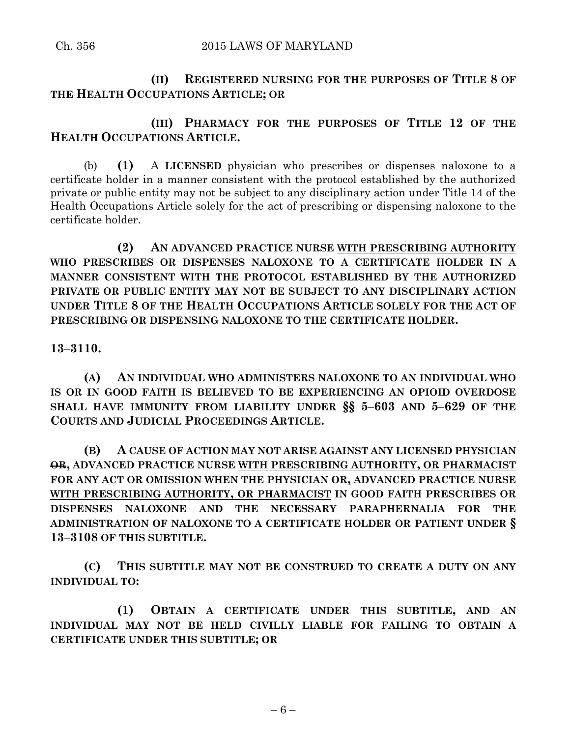**(II) REGISTERED NURSING FOR THE PURPOSES OF TITLE 8 OF THE HEALTH OCCUPATIONS ARTICLE; OR**

**(III) PHARMACY FOR THE PURPOSES OF TITLE 12 OF THE HEALTH OCCUPATIONS ARTICLE.**

(b) **(1)** A **LICENSED** physician who prescribes or dispenses naloxone to a certificate holder in a manner consistent with the protocol established by the authorized private or public entity may not be subject to any disciplinary action under Title 14 of the Health Occupations Article solely for the act of prescribing or dispensing naloxone to the certificate holder.

**(2) AN ADVANCED PRACTICE NURSE <u>WITH PRESCRIBING AUTHORITY</u> WHO PRESCRIBES OR DISPENSES NALOXONE TO A CERTIFICATE HOLDER IN A MANNER CONSISTENT WITH THE PROTOCOL ESTABLISHED BY THE AUTHORIZED PRIVATE OR PUBLIC ENTITY MAY NOT BE SUBJECT TO ANY DISCIPLINARY ACTION UNDER TITLE 8 OF THE HEALTH OCCUPATIONS ARTICLE SOLELY FOR THE ACT OF PRESCRIBING OR DISPENSING NALOXONE TO THE CERTIFICATE HOLDER.**

**13–3110.**

**(A) AN INDIVIDUAL WHO ADMINISTERS NALOXONE TO AN INDIVIDUAL WHO IS OR IN GOOD FAITH IS BELIEVED TO BE EXPERIENCING AN OPIOID OVERDOSE SHALL HAVE IMMUNITY FROM LIABILITY UNDER §§ 5–603 AND 5–629 OF THE COURTS AND JUDICIAL PROCEEDINGS ARTICLE.**

**(B) A CAUSE OF ACTION MAY NOT ARISE AGAINST ANY LICENSED PHYSICIAN ~~OR~~, ADVANCED PRACTICE NURSE <u>WITH PRESCRIBING AUTHORITY, OR PHARMACIST</u> FOR ANY ACT OR OMISSION WHEN THE PHYSICIAN ~~OR~~, ADVANCED PRACTICE NURSE <u>WITH PRESCRIBING AUTHORITY, OR PHARMACIST</u> IN GOOD FAITH PRESCRIBES OR DISPENSES NALOXONE AND THE NECESSARY PARAPHERNALIA FOR THE ADMINISTRATION OF NALOXONE TO A CERTIFICATE HOLDER OR PATIENT UNDER § 13–3108 OF THIS SUBTITLE.**

**(C) THIS SUBTITLE MAY NOT BE CONSTRUED TO CREATE A DUTY ON ANY INDIVIDUAL TO:**

**(1) OBTAIN A CERTIFICATE UNDER THIS SUBTITLE, AND AN INDIVIDUAL MAY NOT BE HELD CIVILLY LIABLE FOR FAILING TO OBTAIN A CERTIFICATE UNDER THIS SUBTITLE; OR**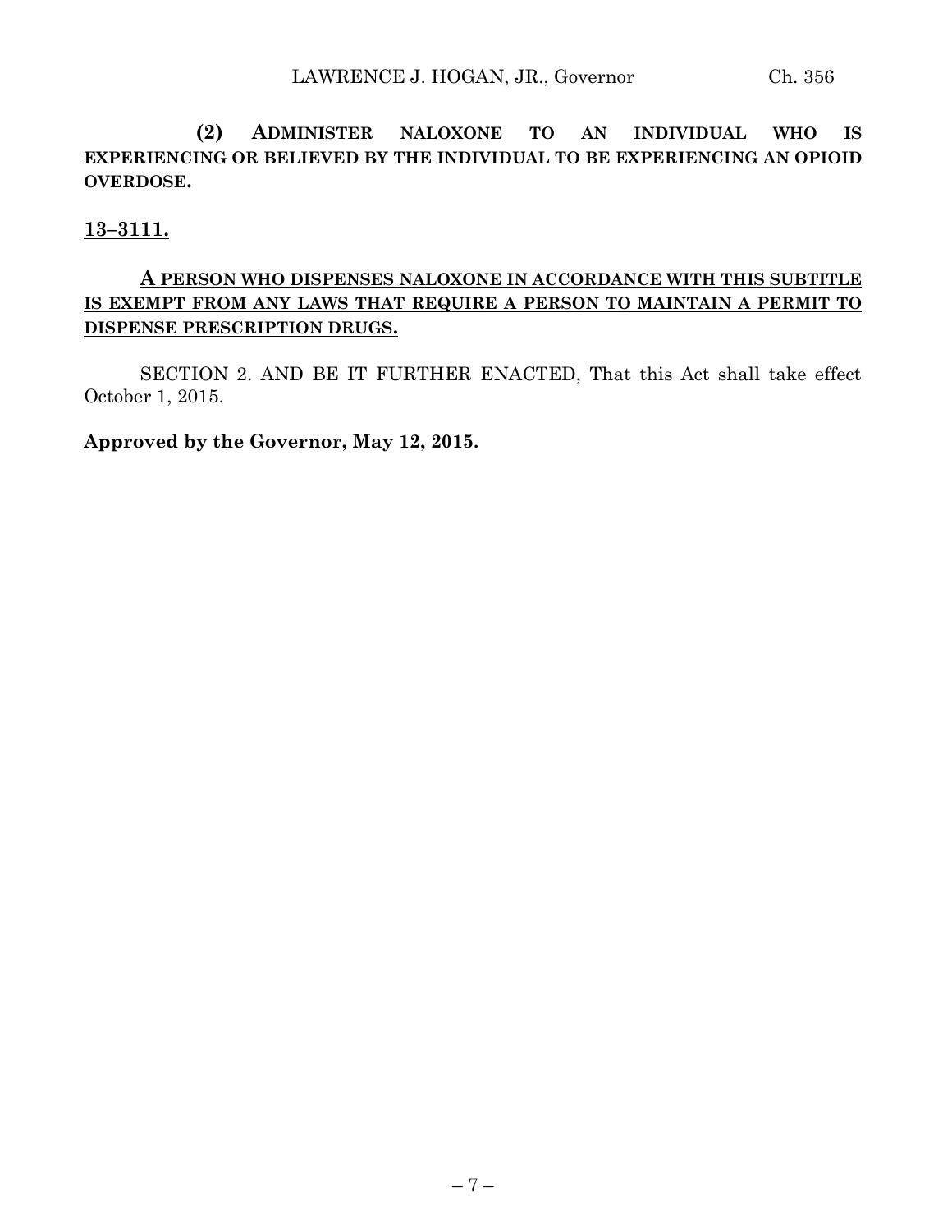**(2) ADMINISTER NALOXONE TO AN INDIVIDUAL WHO IS EXPERIENCING OR BELIEVED BY THE INDIVIDUAL TO BE EXPERIENCING AN OPIOID OVERDOSE.**

**13–3111.**

**A PERSON WHO DISPENSES NALOXONE IN ACCORDANCE WITH THIS SUBTITLE IS EXEMPT FROM ANY LAWS THAT REQUIRE A PERSON TO MAINTAIN A PERMIT TO DISPENSE PRESCRIPTION DRUGS.**

SECTION 2. AND BE IT FURTHER ENACTED, That this Act shall take effect October 1, 2015.

**Approved by the Governor, May 12, 2015.**